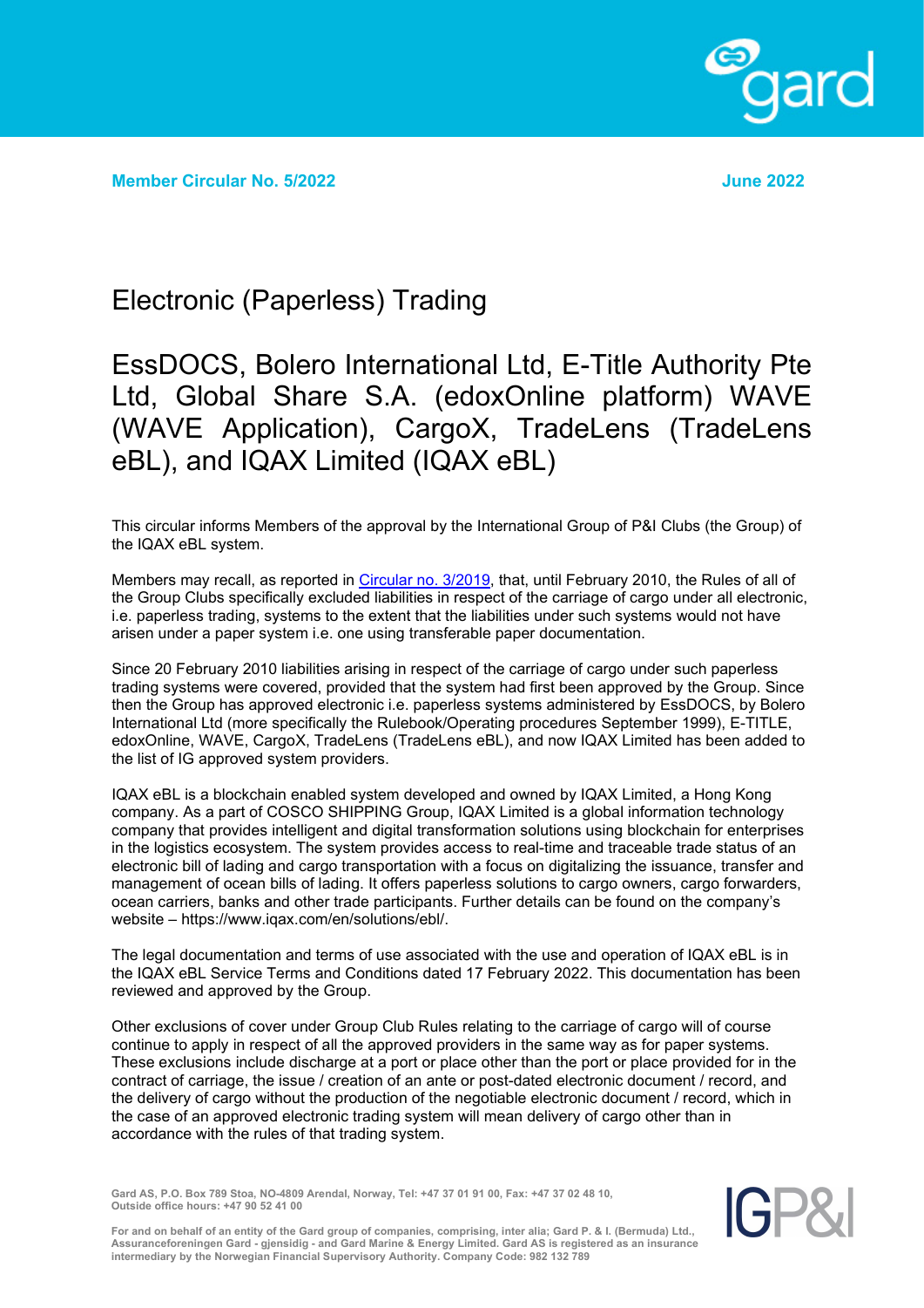**Member Circular No. 5/2022** **June 2022**

# Electronic (Paperless) Trading

# EssDOCS, Bolero International Ltd, E-Title Authority Pte Ltd, Global Share S.A. (edoxOnline platform) WAVE (WAVE Application), CargoX, TradeLens (TradeLens eBL), and IQAX Limited (IQAX eBL)

This circular informs Members of the approval by the International Group of P&I Clubs (the Group) of the IQAX eBL system.

Members may recall, as reported in Circular no. 3/2019, that, until February 2010, the Rules of all of the Group Clubs specifically excluded liabilities in respect of the carriage of cargo under all electronic, i.e. paperless trading, systems to the extent that the liabilities under such systems would not have arisen under a paper system i.e. one using transferable paper documentation.

Since 20 February 2010 liabilities arising in respect of the carriage of cargo under such paperless trading systems were covered, provided that the system had first been approved by the Group. Since then the Group has approved electronic i.e. paperless systems administered by EssDOCS, by Bolero International Ltd (more specifically the Rulebook/Operating procedures September 1999), E-TITLE, edoxOnline, WAVE, CargoX, TradeLens (TradeLens eBL), and now IQAX Limited has been added to the list of IG approved system providers.

IQAX eBL is a blockchain enabled system developed and owned by IQAX Limited, a Hong Kong company. As a part of COSCO SHIPPING Group, IQAX Limited is a global information technology company that provides intelligent and digital transformation solutions using blockchain for enterprises in the logistics ecosystem. The system provides access to real-time and traceable trade status of an electronic bill of lading and cargo transportation with a focus on digitalizing the issuance, transfer and management of ocean bills of lading. It offers paperless solutions to cargo owners, cargo forwarders, ocean carriers, banks and other trade participants. Further details can be found on the company's website – https://www.iqax.com/en/solutions/ebl/.

The legal documentation and terms of use associated with the use and operation of IQAX eBL is in the IQAX eBL Service Terms and Conditions dated 17 February 2022. This documentation has been reviewed and approved by the Group.

Other exclusions of cover under Group Club Rules relating to the carriage of cargo will of course continue to apply in respect of all the approved providers in the same way as for paper systems. These exclusions include discharge at a port or place other than the port or place provided for in the contract of carriage, the issue / creation of an ante or post-dated electronic document / record, and the delivery of cargo without the production of the negotiable electronic document / record, which in the case of an approved electronic trading system will mean delivery of cargo other than in accordance with the rules of that trading system.

Gard AS, P.O. Box 789 Stoa, NO-4809 Arendal, Norway, Tel: +47 37 01 91 00, Fax: +47 37 02 48 10, Outside office hours: +47 90 52 41 00

For and on behalf of an entity of the Gard group of companies, comprising, inter alia; Gard P. & I. (Bermuda) Ltd., Assuranceforeningen Gard - gjensidig - and Gard Marine & Energy Limited. Gard AS is registered as an insurance intermediary by the Norwegian Financial Supervisory Authority. Company Code: 982 132 789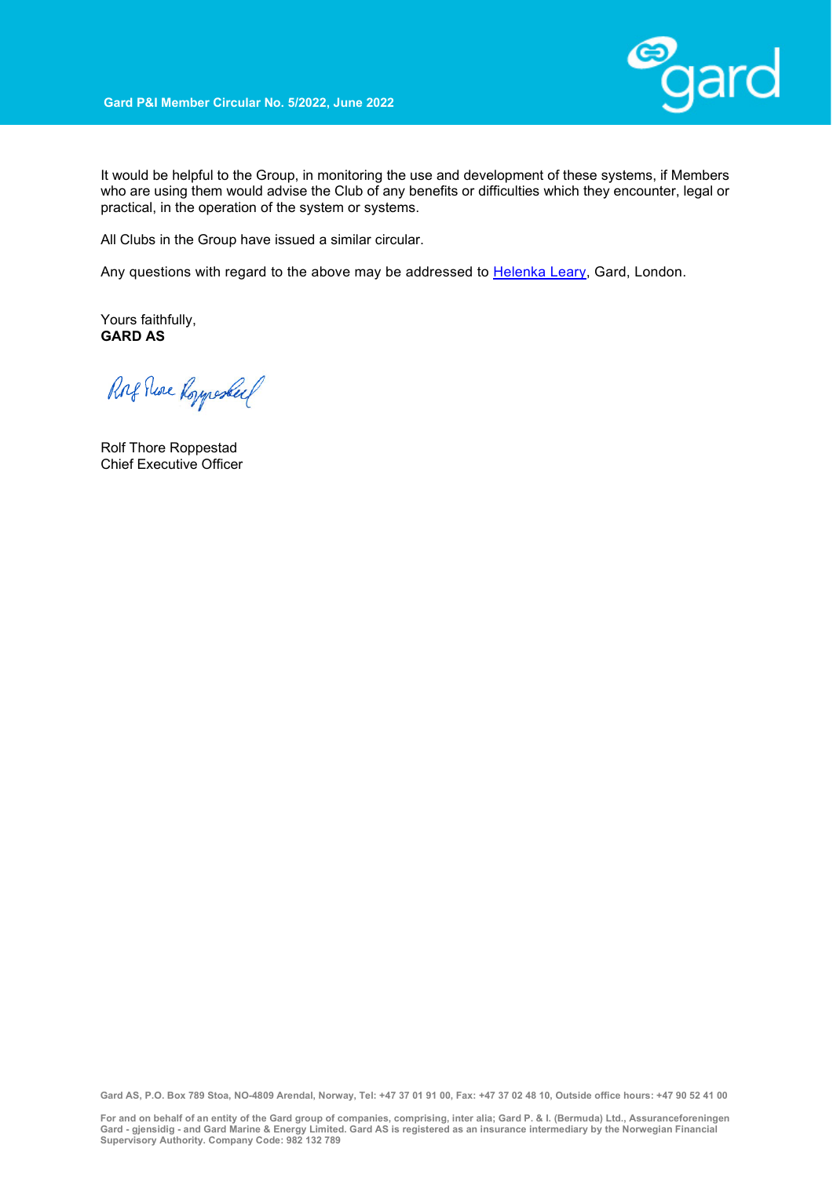It would be helpful to the Group, in monitoring the use and development of these systems, if Members who are using them would advise the Club of any benefits or difficulties which they encounter, legal or practical, in the operation of the system or systems.

All Clubs in the Group have issued a similar circular.

Any questions with regard to the above may be addressed to Helenka Leary, Gard, London.

Yours faithfully,
**GARD AS**

Rolf Thore Roppestad
Chief Executive Officer

Gard AS, P.O. Box 789 Stoa, NO-4809 Arendal, Norway, Tel: +47 37 01 91 00, Fax: +47 37 02 48 10, Outside office hours: +47 90 52 41 00

For and on behalf of an entity of the Gard group of companies, comprising, inter alia; Gard P. & I. (Bermuda) Ltd., Assuranceforeningen Gard - gjensidig - and Gard Marine & Energy Limited. Gard AS is registered as an insurance intermediary by the Norwegian Financial Supervisory Authority. Company Code: 982 132 789